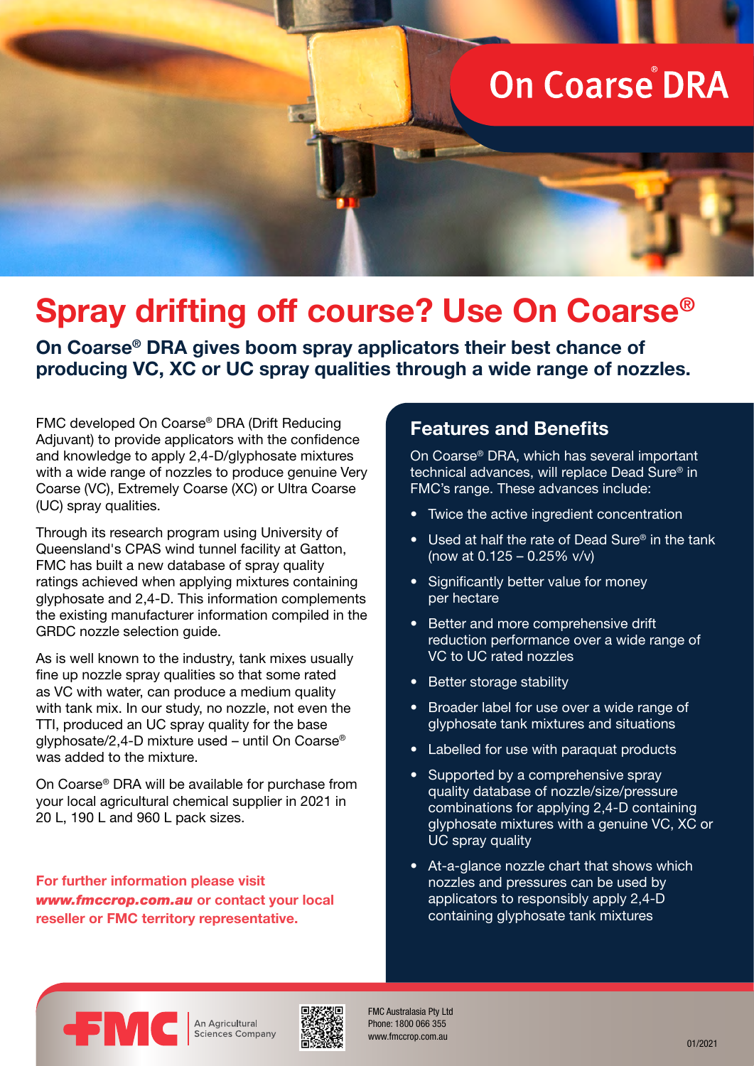# On Coarse® DRA

# Spray drifting off course? Use On Coarse®

**On Coarse® DRA gives boom spray applicators their best chance of producing VC, XC or UC spray qualities through a wide range of nozzles.**

FMC developed On Coarse® DRA (Drift Reducing Adjuvant) to provide applicators with the confidence and knowledge to apply 2,4-D/glyphosate mixtures with a wide range of nozzles to produce genuine Very Coarse (VC), Extremely Coarse (XC) or Ultra Coarse (UC) spray qualities.

Through its research program using University of Queensland's CPAS wind tunnel facility at Gatton, FMC has built a new database of spray quality ratings achieved when applying mixtures containing glyphosate and 2,4-D. This information complements the existing manufacturer information compiled in the GRDC nozzle selection guide.

As is well known to the industry, tank mixes usually fine up nozzle spray qualities so that some rated as VC with water, can produce a medium quality with tank mix. In our study, no nozzle, not even the TTI, produced an UC spray quality for the base glyphosate/2,4-D mixture used – until On Coarse® was added to the mixture.

On Coarse® DRA will be available for purchase from your local agricultural chemical supplier in 2021 in 20 L, 190 L and 960 L pack sizes.

**For further information please visit *www.fmccrop.com.au* or contact your local reseller or FMC territory representative.**

## Features and Benefits

On Coarse® DRA, which has several important technical advances, will replace Dead Sure® in FMC's range. These advances include:

- Twice the active ingredient concentration
- Used at half the rate of Dead Sure® in the tank (now at 0.125 – 0.25% v/v)
- Significantly better value for money per hectare
- Better and more comprehensive drift reduction performance over a wide range of VC to UC rated nozzles
- Better storage stability
- Broader label for use over a wide range of glyphosate tank mixtures and situations
- Labelled for use with paraquat products
- Supported by a comprehensive spray quality database of nozzle/size/pressure combinations for applying 2,4-D containing glyphosate mixtures with a genuine VC, XC or UC spray quality
- At-a-glance nozzle chart that shows which nozzles and pressures can be used by applicators to responsibly apply 2,4-D containing glyphosate tank mixtures

FMC An Agricultural Sciences Company

FMC Australasia Pty Ltd
Phone: 1800 066 355
www.fmccrop.com.au

01/2021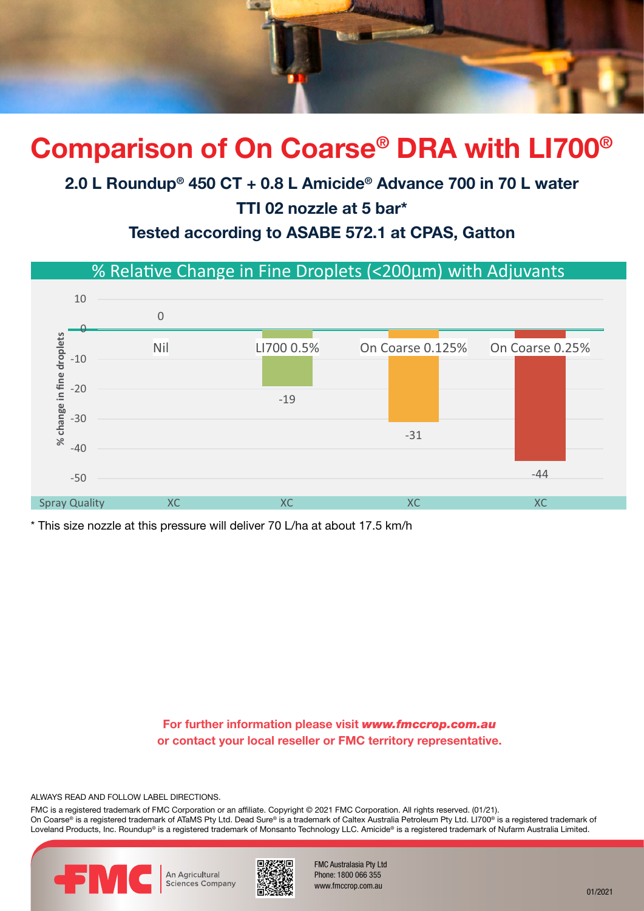# Comparison of On Coarse® DRA with LI700®

### 2.0 L Roundup® 450 CT + 0.8 L Amicide® Advance 700 in 70 L water

### TTI 02 nozzle at 5 bar*

### Tested according to ASABE 572.1 at CPAS, Gatton

% Relative Change in Fine Droplets (<200µm) with Adjuvants

% change in fine droplets

10
0
-10
-20
-30
-40
-50

Nil: 0
LI700 0.5%: -19
On Coarse 0.125%: -31
On Coarse 0.25%: -44

Spray Quality: XC, XC, XC, XC

\* This size nozzle at this pressure will deliver 70 L/ha at about 17.5 km/h

**For further information please visit *www.fmccrop.com.au* or contact your local reseller or FMC territory representative.**

ALWAYS READ AND FOLLOW LABEL DIRECTIONS.

FMC is a registered trademark of FMC Corporation or an affiliate. Copyright © 2021 FMC Corporation. All rights reserved. (01/21).
On Coarse® is a registered trademark of ATaMS Pty Ltd. Dead Sure® is a trademark of Caltex Australia Petroleum Pty Ltd. LI700® is a registered trademark of Loveland Products, Inc. Roundup® is a registered trademark of Monsanto Technology LLC. Amicide® is a registered trademark of Nufarm Australia Limited.

FMC An Agricultural Sciences Company

FMC Australasia Pty Ltd
Phone: 1800 066 355
www.fmccrop.com.au

01/2021